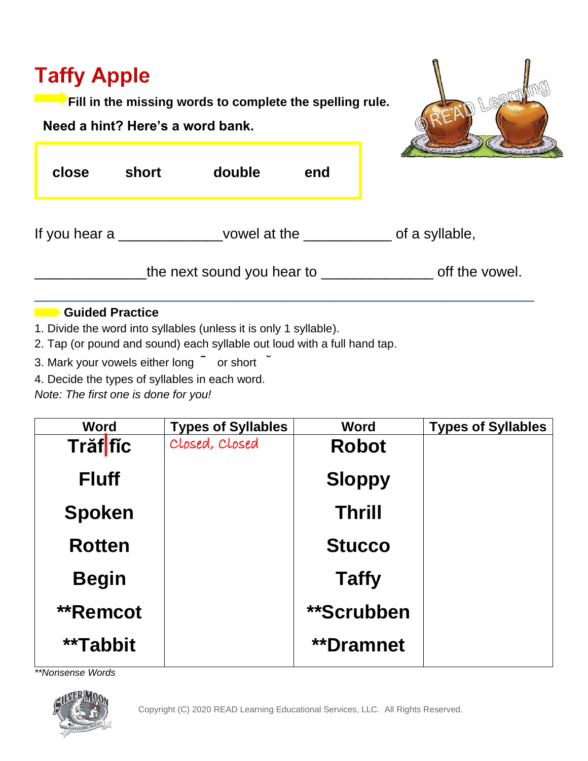# Taffy Apple

**Fill in the missing words to complete the spelling rule.**

**Need a hint? Here's a word bank.**

| | | | |
|---|---|---|---|
| **close** | **short** | **double** | **end** |

If you hear a _____________vowel at the ___________ of a syllable,

______________the next sound you hear to ______________ off the vowel.

**Guided Practice**

1. Divide the word into syllables (unless it is only 1 syllable).
2. Tap (or pound and sound) each syllable out loud with a full hand tap.
3. Mark your vowels either long ¯ or short ˘
4. Decide the types of syllables in each word.

*Note: The first one is done for you!*

| Word | Types of Syllables | Word | Types of Syllables |
|---|---|---|---|
| Trăf\|fĭc | Closed, Closed | Robot | |
| Fluff | | Sloppy | |
| Spoken | | Thrill | |
| Rotten | | Stucco | |
| Begin | | Taffy | |
| **Remcot | | **Scrubben | |
| **Tabbit | | **Dramnet | |

*\*\*Nonsense Words*

Copyright (C) 2020 READ Learning Educational Services, LLC. All Rights Reserved.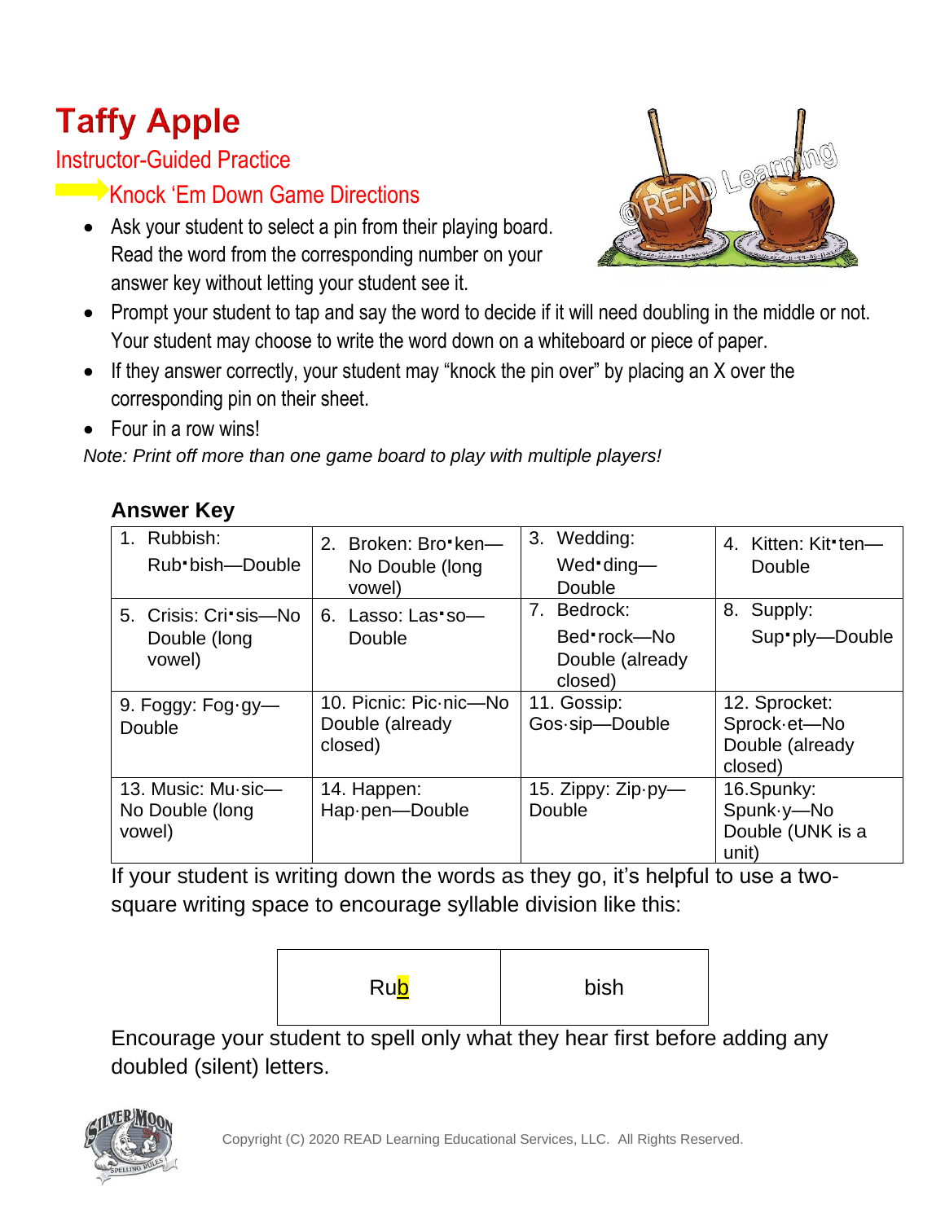# Taffy Apple

## Instructor-Guided Practice

### Knock 'Em Down Game Directions

- Ask your student to select a pin from their playing board. Read the word from the corresponding number on your answer key without letting your student see it.
- Prompt your student to tap and say the word to decide if it will need doubling in the middle or not. Your student may choose to write the word down on a whiteboard or piece of paper.
- If they answer correctly, your student may "knock the pin over" by placing an X over the corresponding pin on their sheet.
- Four in a row wins!

*Note: Print off more than one game board to play with multiple players!*

**Answer Key**

| | | | |
|---|---|---|---|
| 1. Rubbish: Rub•bish—Double | 2. Broken: Bro•ken—No Double (long vowel) | 3. Wedding: Wed•ding—Double | 4. Kitten: Kit•ten—Double |
| 5. Crisis: Cri•sis—No Double (long vowel) | 6. Lasso: Las•so—Double | 7. Bedrock: Bed•rock—No Double (already closed) | 8. Supply: Sup•ply—Double |
| 9. Foggy: Fog·gy—Double | 10. Picnic: Pic·nic—No Double (already closed) | 11. Gossip: Gos·sip—Double | 12. Sprocket: Sprock·et—No Double (already closed) |
| 13. Music: Mu·sic—No Double (long vowel) | 14. Happen: Hap·pen—Double | 15. Zippy: Zip·py—Double | 16.Spunky: Spunk·y—No Double (UNK is a unit) |

If your student is writing down the words as they go, it's helpful to use a two-square writing space to encourage syllable division like this:

| | |
|---|---|
| Rub | bish |

Encourage your student to spell only what they hear first before adding any doubled (silent) letters.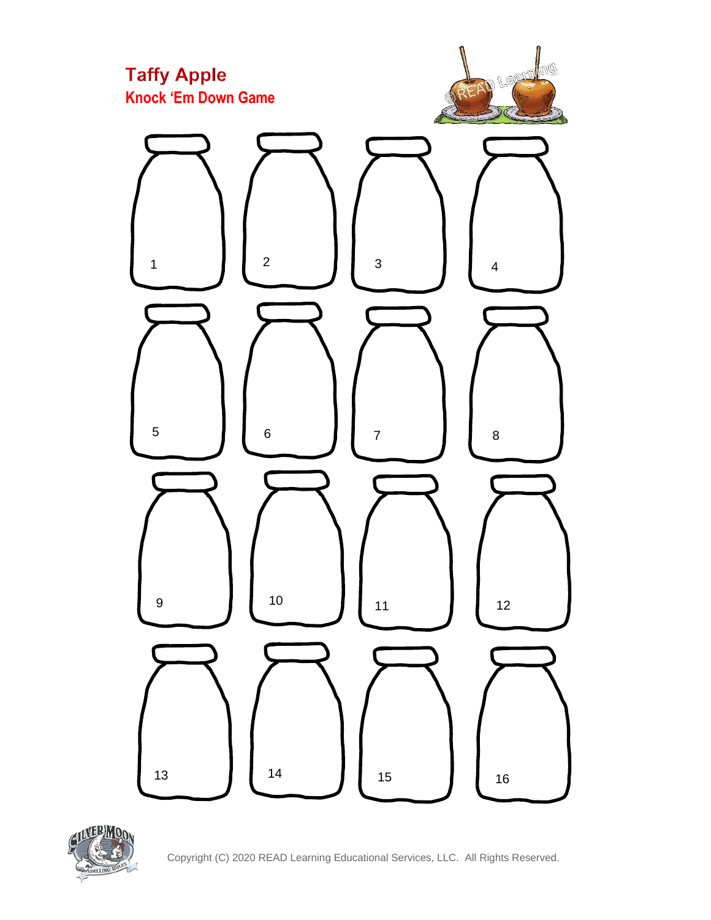# Taffy Apple

## Knock 'Em Down Game

1

2

3

4

5

6

7

8

9

10

11

12

13

14

15

16

Copyright (C) 2020 READ Learning Educational Services, LLC. All Rights Reserved.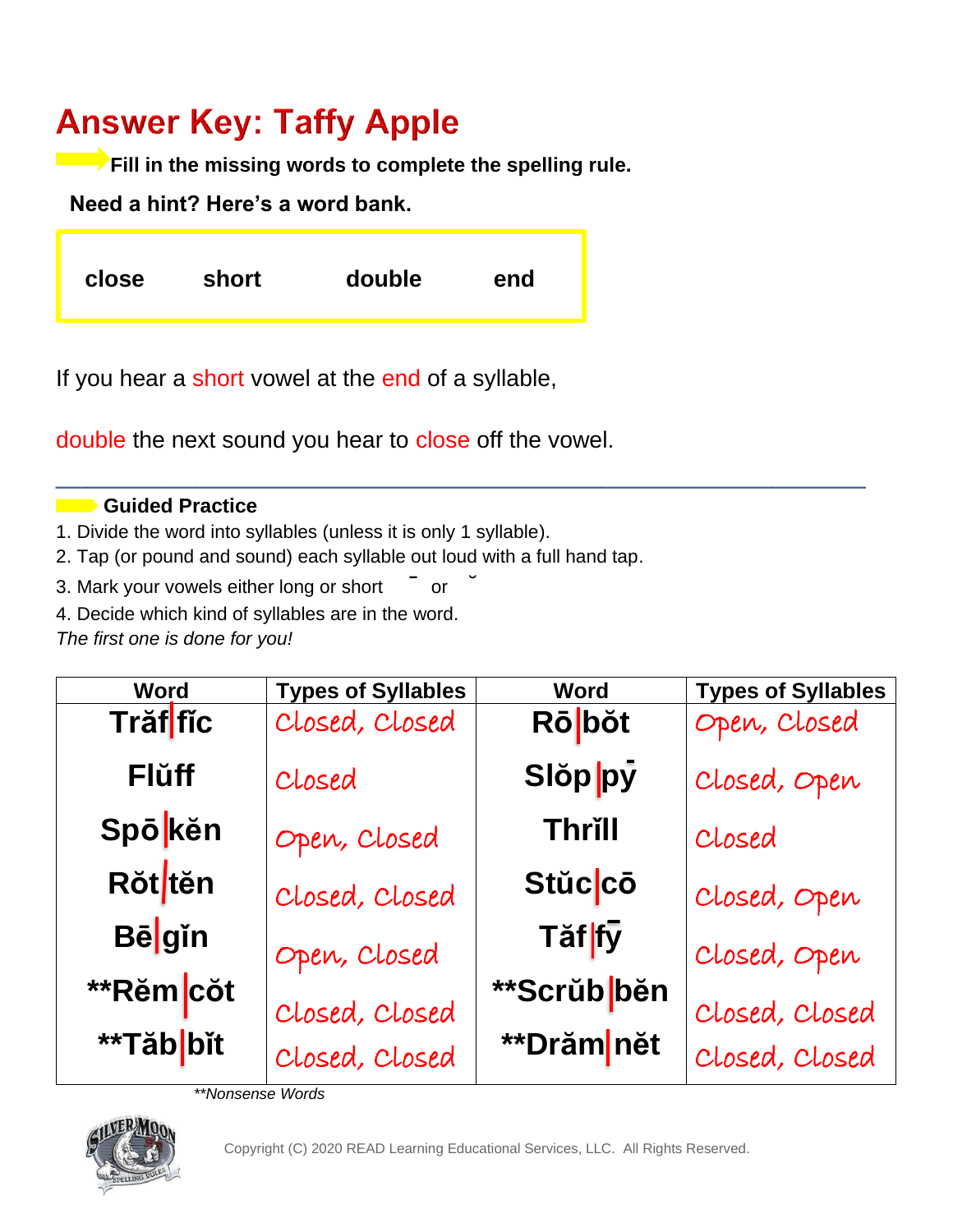# Answer Key: Taffy Apple

**Fill in the missing words to complete the spelling rule.**

**Need a hint? Here's a word bank.**

| | | | |
|---|---|---|---|
| **close** | **short** | **double** | **end** |

If you hear a short vowel at the end of a syllable,

double the next sound you hear to close off the vowel.

---

**Guided Practice**

1. Divide the word into syllables (unless it is only 1 syllable).
2. Tap (or pound and sound) each syllable out loud with a full hand tap.
3. Mark your vowels either long or short ¯ or ˘
4. Decide which kind of syllables are in the word.

*The first one is done for you!*

| Word | Types of Syllables | Word | Types of Syllables |
|---|---|---|---|
| **Trăf \| fĭc** | Closed, Closed | **Rō \| bŏt** | Open, Closed |
| **Flŭff** | Closed | **Slŏp \| pȳ** | Closed, Open |
| **Spō \| kĕn** | Open, Closed | **Thrĭll** | Closed |
| **Rŏt \| tĕn** | Closed, Closed | **Stŭc \| cō** | Closed, Open |
| **Bē \| gĭn** | Open, Closed | **Tăf \| fȳ** | Closed, Open |
| **\*\*Rĕm \| cŏt** | Closed, Closed | **\*\*Scrŭb \| bĕn** | Closed, Closed |
| **\*\*Tăb \| bĭt** | Closed, Closed | **\*\*Drăm \| nĕt** | Closed, Closed |

*\*\*Nonsense Words*

Copyright (C) 2020 READ Learning Educational Services, LLC. All Rights Reserved.